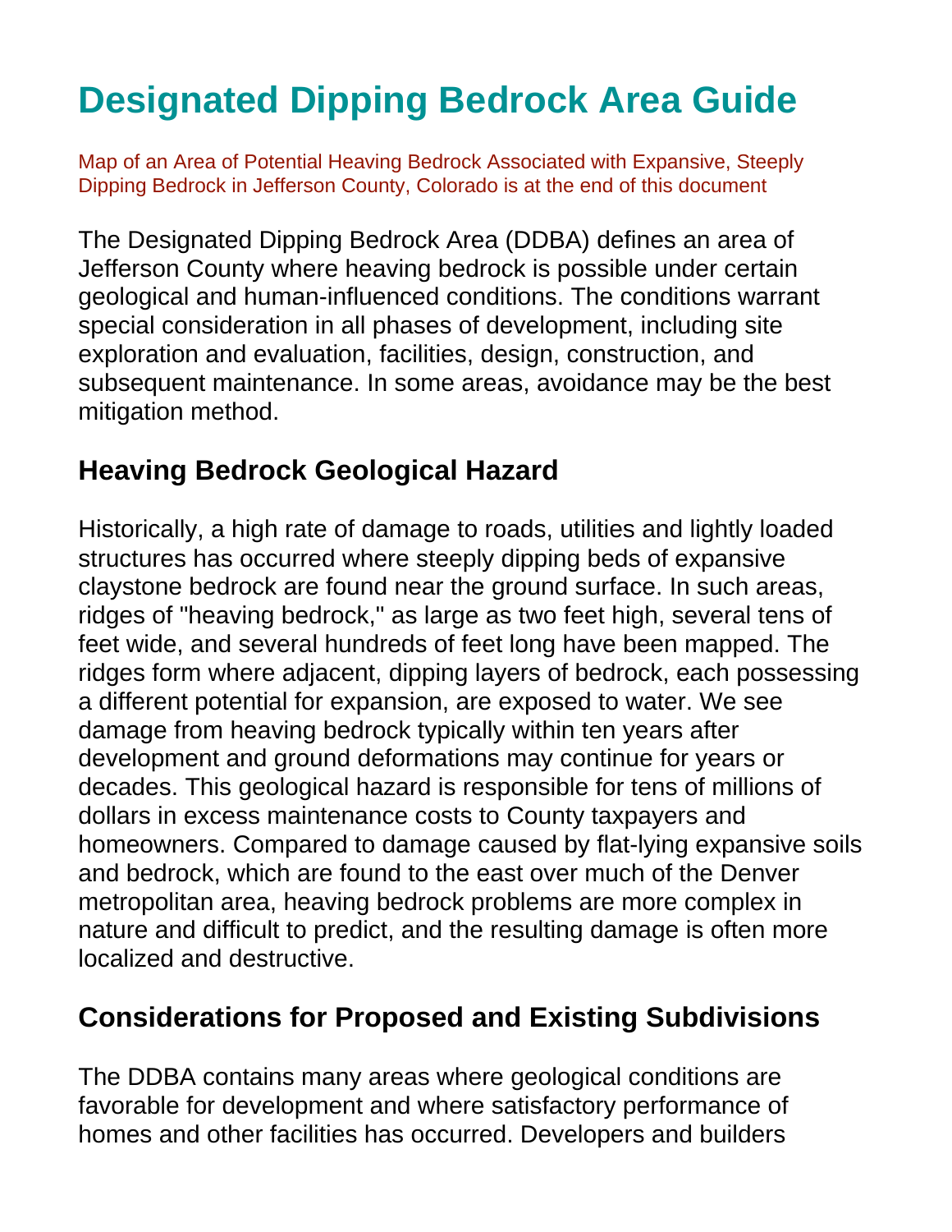# Designated Dipping Bedrock Area Guide

Map of an Area of Potential Heaving Bedrock Associated with Expansive, Steeply Dipping Bedrock in Jefferson County, Colorado is at the end of this document

The Designated Dipping Bedrock Area (DDBA) defines an area of Jefferson County where heaving bedrock is possible under certain geological and human-influenced conditions. The conditions warrant special consideration in all phases of development, including site exploration and evaluation, facilities, design, construction, and subsequent maintenance. In some areas, avoidance may be the best mitigation method.

## Heaving Bedrock Geological Hazard

Historically, a high rate of damage to roads, utilities and lightly loaded structures has occurred where steeply dipping beds of expansive claystone bedrock are found near the ground surface. In such areas, ridges of "heaving bedrock," as large as two feet high, several tens of feet wide, and several hundreds of feet long have been mapped. The ridges form where adjacent, dipping layers of bedrock, each possessing a different potential for expansion, are exposed to water. We see damage from heaving bedrock typically within ten years after development and ground deformations may continue for years or decades. This geological hazard is responsible for tens of millions of dollars in excess maintenance costs to County taxpayers and homeowners. Compared to damage caused by flat-lying expansive soils and bedrock, which are found to the east over much of the Denver metropolitan area, heaving bedrock problems are more complex in nature and difficult to predict, and the resulting damage is often more localized and destructive.

## Considerations for Proposed and Existing Subdivisions

The DDBA contains many areas where geological conditions are favorable for development and where satisfactory performance of homes and other facilities has occurred. Developers and builders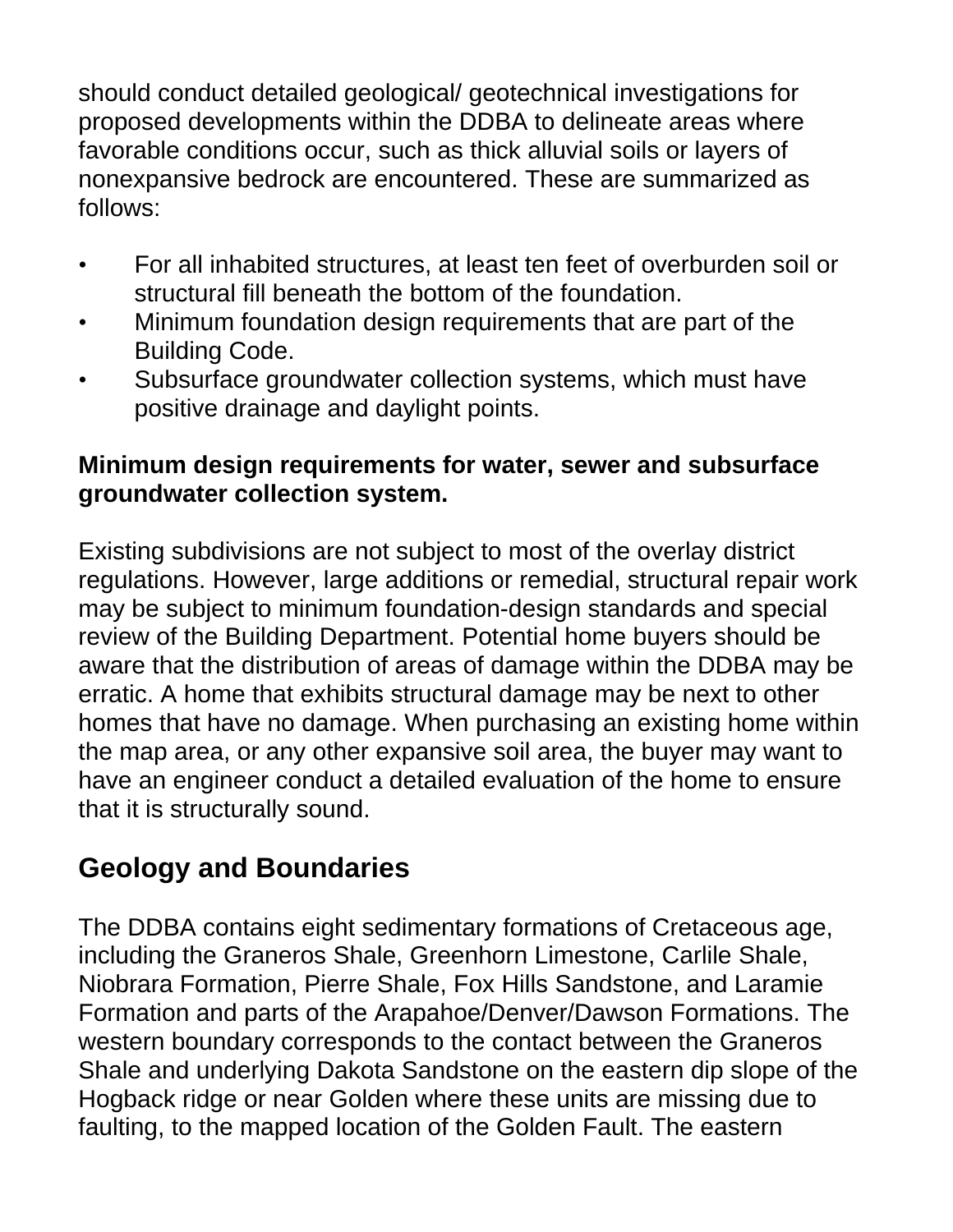should conduct detailed geological/ geotechnical investigations for proposed developments within the DDBA to delineate areas where favorable conditions occur, such as thick alluvial soils or layers of nonexpansive bedrock are encountered. These are summarized as follows:

- For all inhabited structures, at least ten feet of overburden soil or structural fill beneath the bottom of the foundation.
- Minimum foundation design requirements that are part of the Building Code.
- Subsurface groundwater collection systems, which must have positive drainage and daylight points.

**Minimum design requirements for water, sewer and subsurface groundwater collection system.**

Existing subdivisions are not subject to most of the overlay district regulations. However, large additions or remedial, structural repair work may be subject to minimum foundation-design standards and special review of the Building Department. Potential home buyers should be aware that the distribution of areas of damage within the DDBA may be erratic. A home that exhibits structural damage may be next to other homes that have no damage. When purchasing an existing home within the map area, or any other expansive soil area, the buyer may want to have an engineer conduct a detailed evaluation of the home to ensure that it is structurally sound.

## Geology and Boundaries

The DDBA contains eight sedimentary formations of Cretaceous age, including the Graneros Shale, Greenhorn Limestone, Carlile Shale, Niobrara Formation, Pierre Shale, Fox Hills Sandstone, and Laramie Formation and parts of the Arapahoe/Denver/Dawson Formations. The western boundary corresponds to the contact between the Graneros Shale and underlying Dakota Sandstone on the eastern dip slope of the Hogback ridge or near Golden where these units are missing due to faulting, to the mapped location of the Golden Fault. The eastern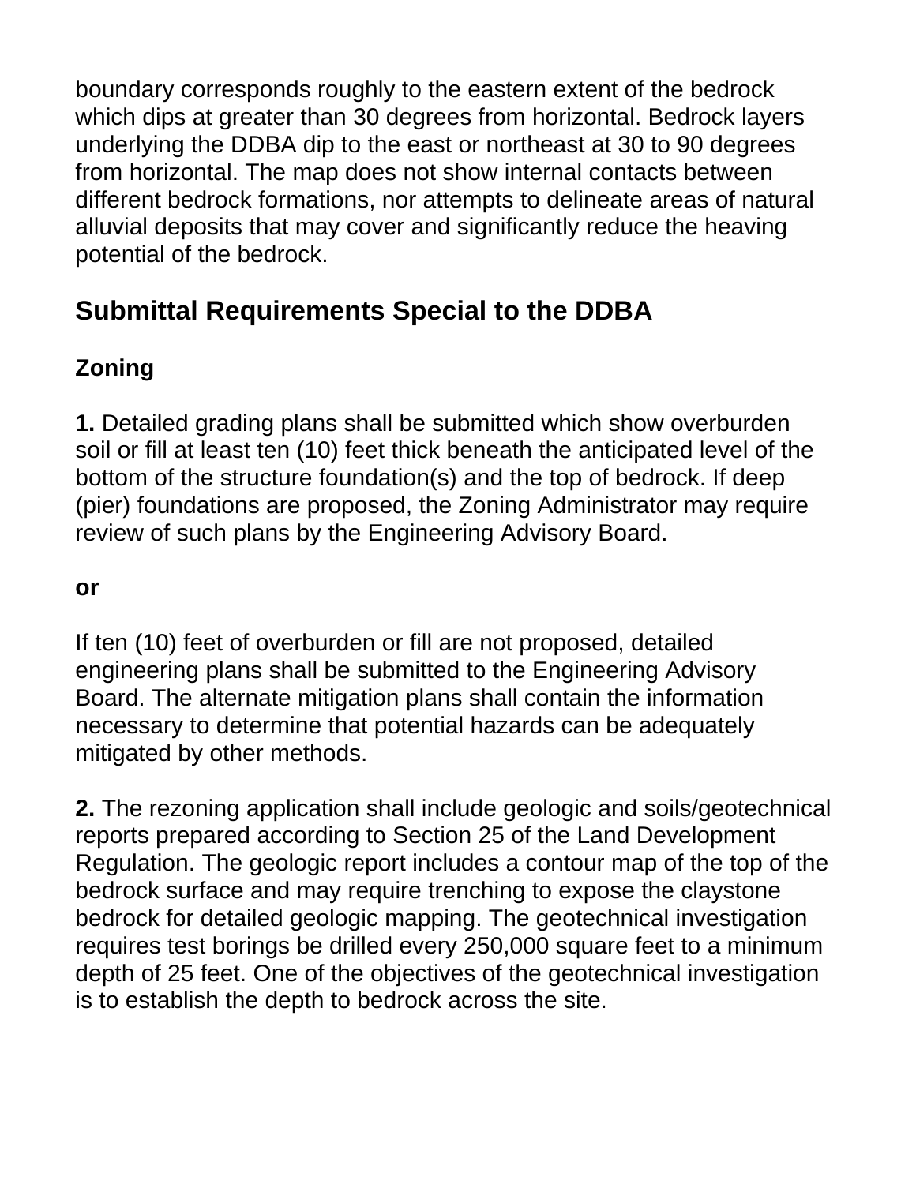boundary corresponds roughly to the eastern extent of the bedrock which dips at greater than 30 degrees from horizontal. Bedrock layers underlying the DDBA dip to the east or northeast at 30 to 90 degrees from horizontal. The map does not show internal contacts between different bedrock formations, nor attempts to delineate areas of natural alluvial deposits that may cover and significantly reduce the heaving potential of the bedrock.

## Submittal Requirements Special to the DDBA

### Zoning

**1.** Detailed grading plans shall be submitted which show overburden soil or fill at least ten (10) feet thick beneath the anticipated level of the bottom of the structure foundation(s) and the top of bedrock. If deep (pier) foundations are proposed, the Zoning Administrator may require review of such plans by the Engineering Advisory Board.

**or**

If ten (10) feet of overburden or fill are not proposed, detailed engineering plans shall be submitted to the Engineering Advisory Board. The alternate mitigation plans shall contain the information necessary to determine that potential hazards can be adequately mitigated by other methods.

**2.** The rezoning application shall include geologic and soils/geotechnical reports prepared according to Section 25 of the Land Development Regulation. The geologic report includes a contour map of the top of the bedrock surface and may require trenching to expose the claystone bedrock for detailed geologic mapping. The geotechnical investigation requires test borings be drilled every 250,000 square feet to a minimum depth of 25 feet. One of the objectives of the geotechnical investigation is to establish the depth to bedrock across the site.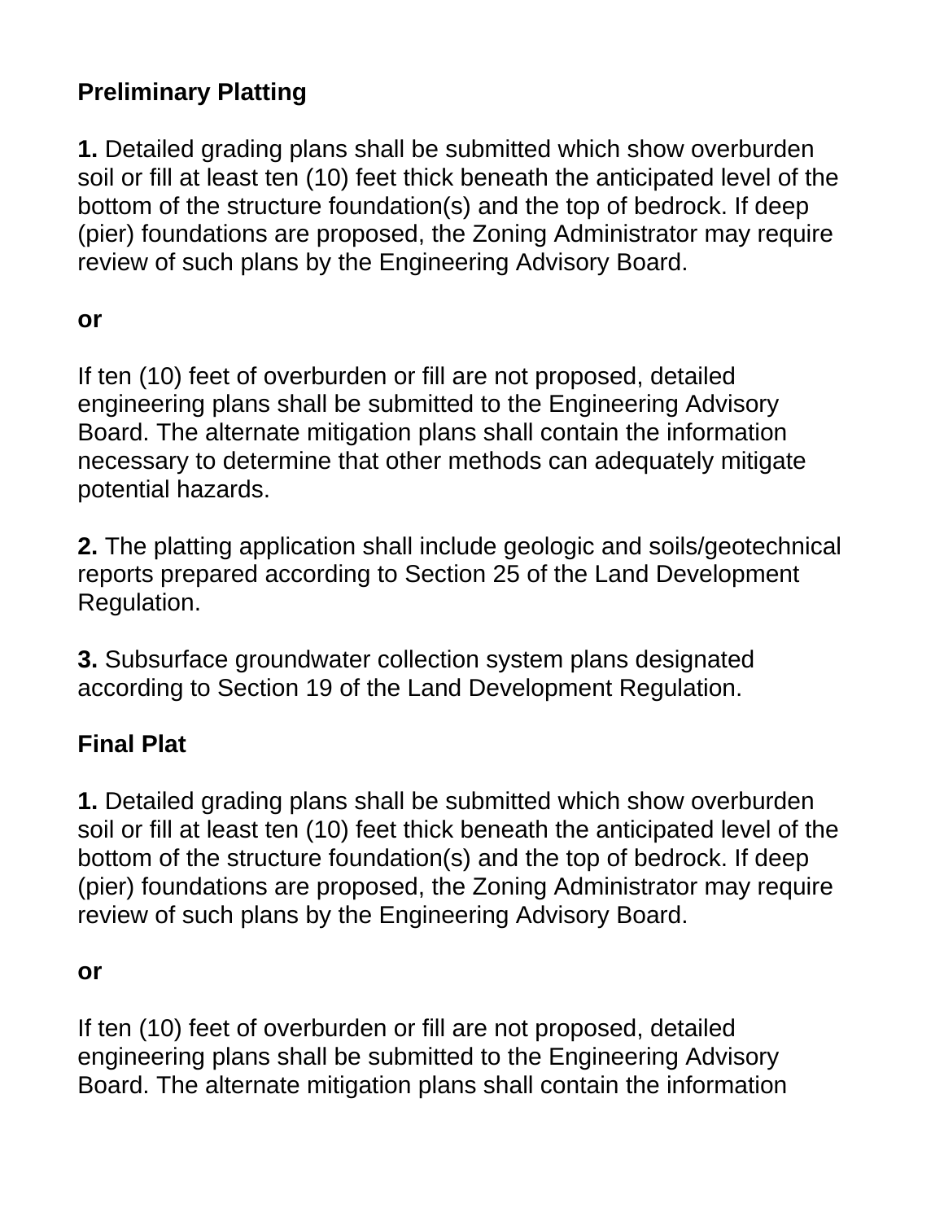**Preliminary Platting**

**1.** Detailed grading plans shall be submitted which show overburden soil or fill at least ten (10) feet thick beneath the anticipated level of the bottom of the structure foundation(s) and the top of bedrock. If deep (pier) foundations are proposed, the Zoning Administrator may require review of such plans by the Engineering Advisory Board.

**or**

If ten (10) feet of overburden or fill are not proposed, detailed engineering plans shall be submitted to the Engineering Advisory Board. The alternate mitigation plans shall contain the information necessary to determine that other methods can adequately mitigate potential hazards.

**2.** The platting application shall include geologic and soils/geotechnical reports prepared according to Section 25 of the Land Development Regulation.

**3.** Subsurface groundwater collection system plans designated according to Section 19 of the Land Development Regulation.

**Final Plat**

**1.** Detailed grading plans shall be submitted which show overburden soil or fill at least ten (10) feet thick beneath the anticipated level of the bottom of the structure foundation(s) and the top of bedrock. If deep (pier) foundations are proposed, the Zoning Administrator may require review of such plans by the Engineering Advisory Board.

**or**

If ten (10) feet of overburden or fill are not proposed, detailed engineering plans shall be submitted to the Engineering Advisory Board. The alternate mitigation plans shall contain the information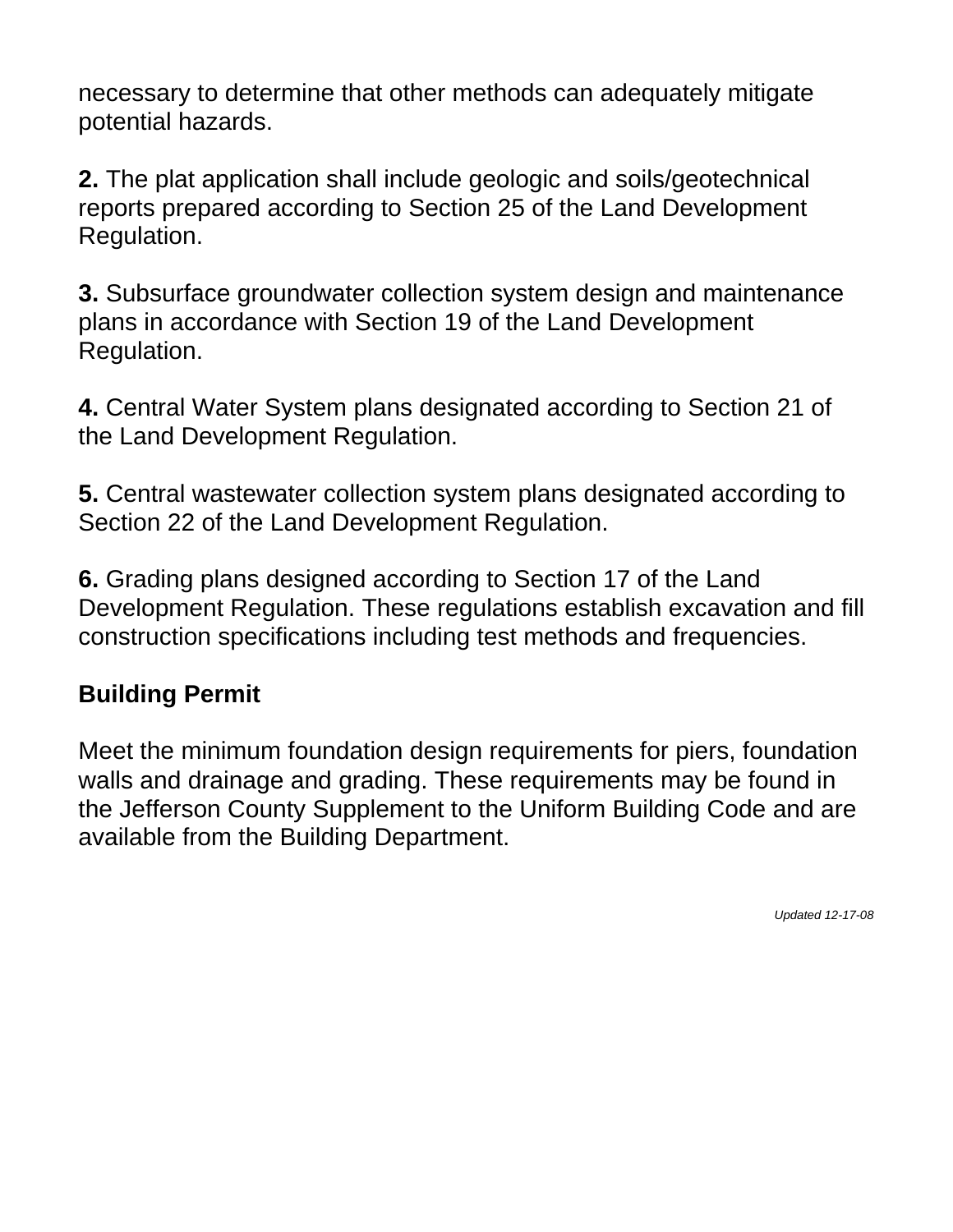necessary to determine that other methods can adequately mitigate potential hazards.

**2.** The plat application shall include geologic and soils/geotechnical reports prepared according to Section 25 of the Land Development Regulation.

**3.** Subsurface groundwater collection system design and maintenance plans in accordance with Section 19 of the Land Development Regulation.

**4.** Central Water System plans designated according to Section 21 of the Land Development Regulation.

**5.** Central wastewater collection system plans designated according to Section 22 of the Land Development Regulation.

**6.** Grading plans designed according to Section 17 of the Land Development Regulation. These regulations establish excavation and fill construction specifications including test methods and frequencies.

**Building Permit**

Meet the minimum foundation design requirements for piers, foundation walls and drainage and grading. These requirements may be found in the Jefferson County Supplement to the Uniform Building Code and are available from the Building Department.

*Updated 12-17-08*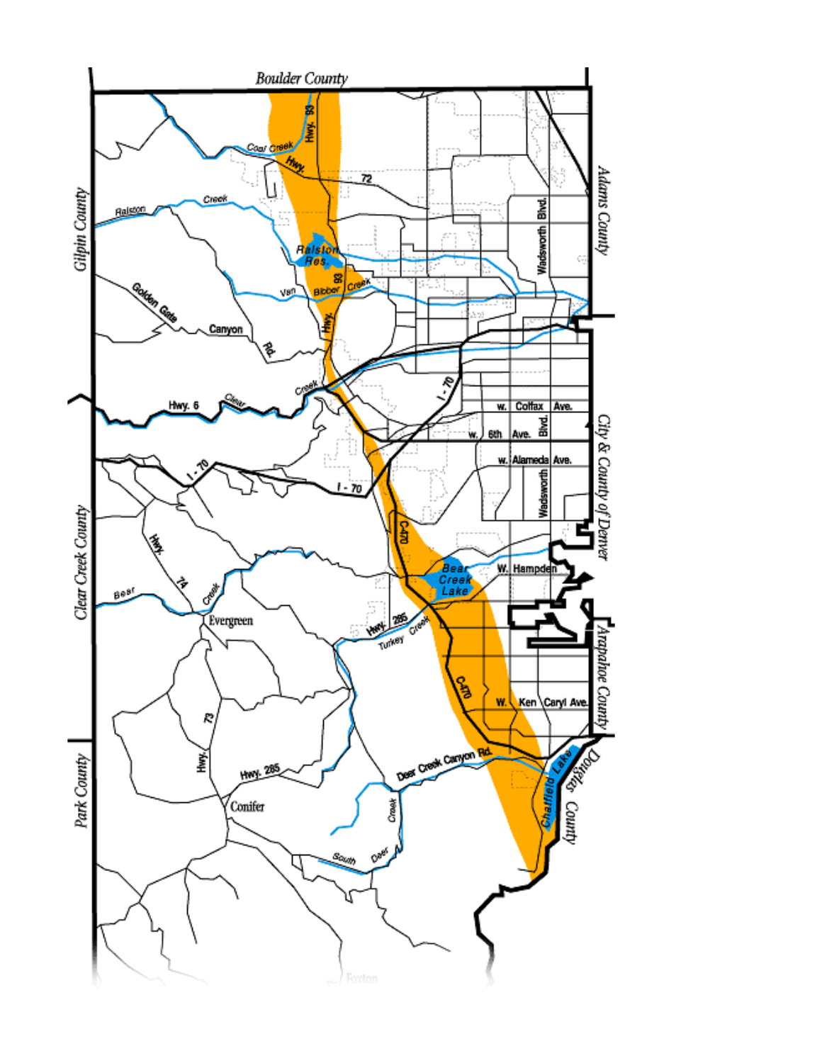Boulder County

Gilpin County

Adams County

Clear Creek County

City & County of Denver

Arapahoe County

Park County

Douglas County

Coal Creek

Hwy. 93

Hwy.

72

Ralston

Creek

Ralston Res.

Wadsworth Blvd.

Golden Gate

Canyon

Rd.

Van

Bibber

Creek

93

Hwy.

Hwy. 6

Clear

Creek

I - 70

W. Colfax Ave.

W. 6th Ave.

Blvd.

W. Alameda Ave.

Wadsworth

I - 70

C-470

Hwy.

74

Bear

Creek

Evergreen

Bear Creek Lake

W. Hampden

Hwy. 285

Turkey

Creek

C-470

W. Ken Caryl Ave.

73

Hwy.

Hwy. 285

Conifer

Deer Creek Canyon Rd.

Creek

South

Deer

Chatfield Lake

Foxton